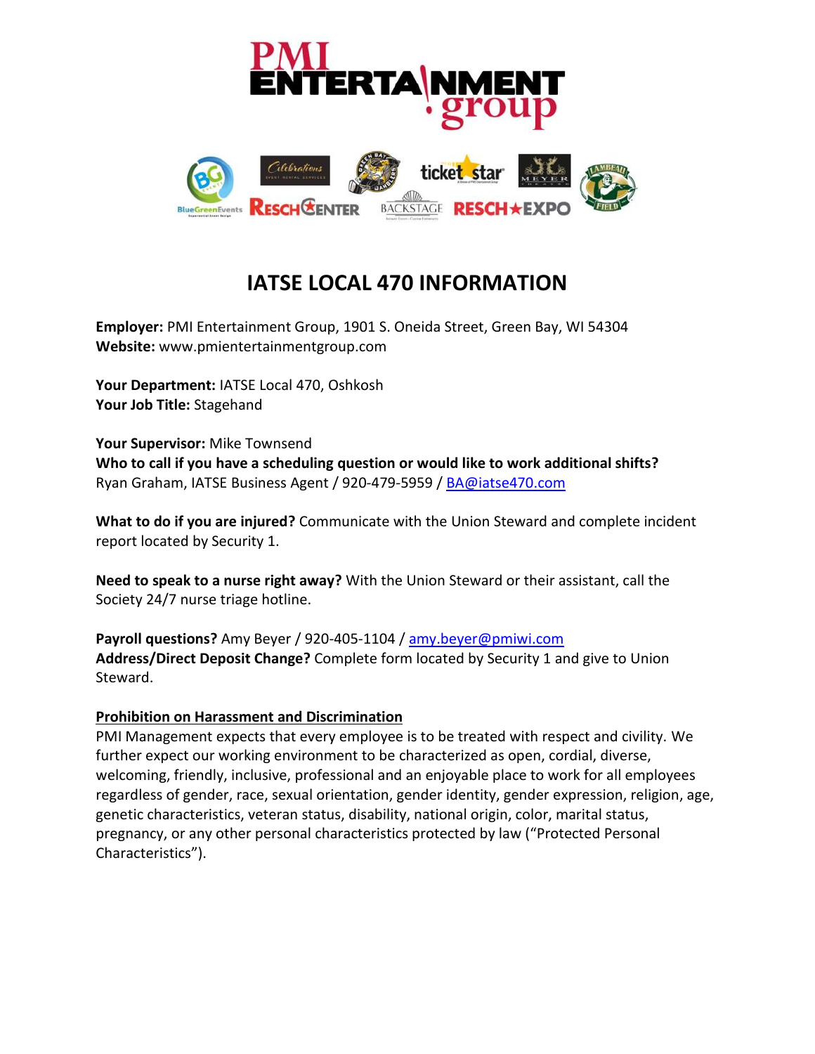# IATSE LOCAL 470 INFORMATION

**Employer:** PMI Entertainment Group, 1901 S. Oneida Street, Green Bay, WI 54304
**Website:** www.pmientertainmentgroup.com

**Your Department:** IATSE Local 470, Oshkosh
**Your Job Title:** Stagehand

**Your Supervisor:** Mike Townsend
**Who to call if you have a scheduling question or would like to work additional shifts?**
Ryan Graham, IATSE Business Agent / 920-479-5959 / BA@iatse470.com

**What to do if you are injured?** Communicate with the Union Steward and complete incident report located by Security 1.

**Need to speak to a nurse right away?** With the Union Steward or their assistant, call the Society 24/7 nurse triage hotline.

**Payroll questions?** Amy Beyer / 920-405-1104 / amy.beyer@pmiwi.com
**Address/Direct Deposit Change?** Complete form located by Security 1 and give to Union Steward.

**Prohibition on Harassment and Discrimination**

PMI Management expects that every employee is to be treated with respect and civility. We further expect our working environment to be characterized as open, cordial, diverse, welcoming, friendly, inclusive, professional and an enjoyable place to work for all employees regardless of gender, race, sexual orientation, gender identity, gender expression, religion, age, genetic characteristics, veteran status, disability, national origin, color, marital status, pregnancy, or any other personal characteristics protected by law ("Protected Personal Characteristics").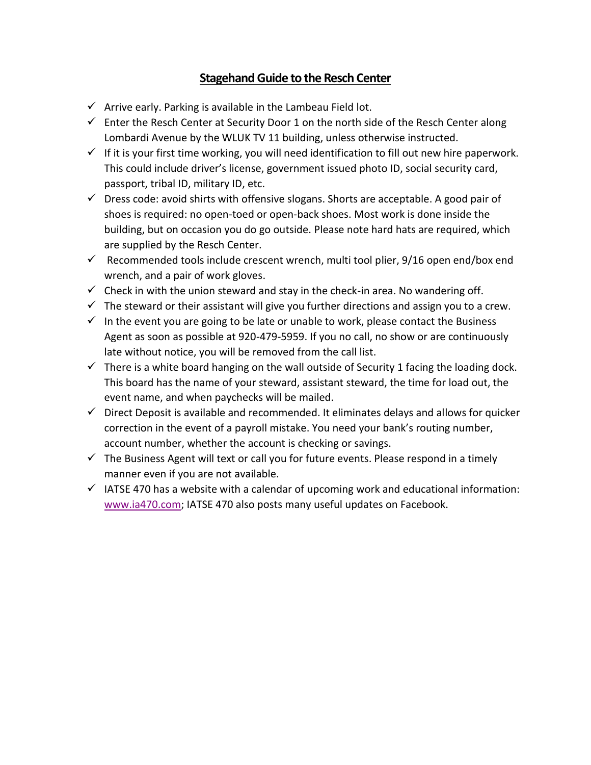## Stagehand Guide to the Resch Center

- ✓ Arrive early. Parking is available in the Lambeau Field lot.
- ✓ Enter the Resch Center at Security Door 1 on the north side of the Resch Center along Lombardi Avenue by the WLUK TV 11 building, unless otherwise instructed.
- ✓ If it is your first time working, you will need identification to fill out new hire paperwork. This could include driver's license, government issued photo ID, social security card, passport, tribal ID, military ID, etc.
- ✓ Dress code: avoid shirts with offensive slogans. Shorts are acceptable. A good pair of shoes is required: no open-toed or open-back shoes. Most work is done inside the building, but on occasion you do go outside. Please note hard hats are required, which are supplied by the Resch Center.
- ✓ Recommended tools include crescent wrench, multi tool plier, 9/16 open end/box end wrench, and a pair of work gloves.
- ✓ Check in with the union steward and stay in the check-in area. No wandering off.
- ✓ The steward or their assistant will give you further directions and assign you to a crew.
- ✓ In the event you are going to be late or unable to work, please contact the Business Agent as soon as possible at 920-479-5959. If you no call, no show or are continuously late without notice, you will be removed from the call list.
- ✓ There is a white board hanging on the wall outside of Security 1 facing the loading dock. This board has the name of your steward, assistant steward, the time for load out, the event name, and when paychecks will be mailed.
- ✓ Direct Deposit is available and recommended. It eliminates delays and allows for quicker correction in the event of a payroll mistake. You need your bank's routing number, account number, whether the account is checking or savings.
- ✓ The Business Agent will text or call you for future events. Please respond in a timely manner even if you are not available.
- ✓ IATSE 470 has a website with a calendar of upcoming work and educational information: www.ia470.com; IATSE 470 also posts many useful updates on Facebook.